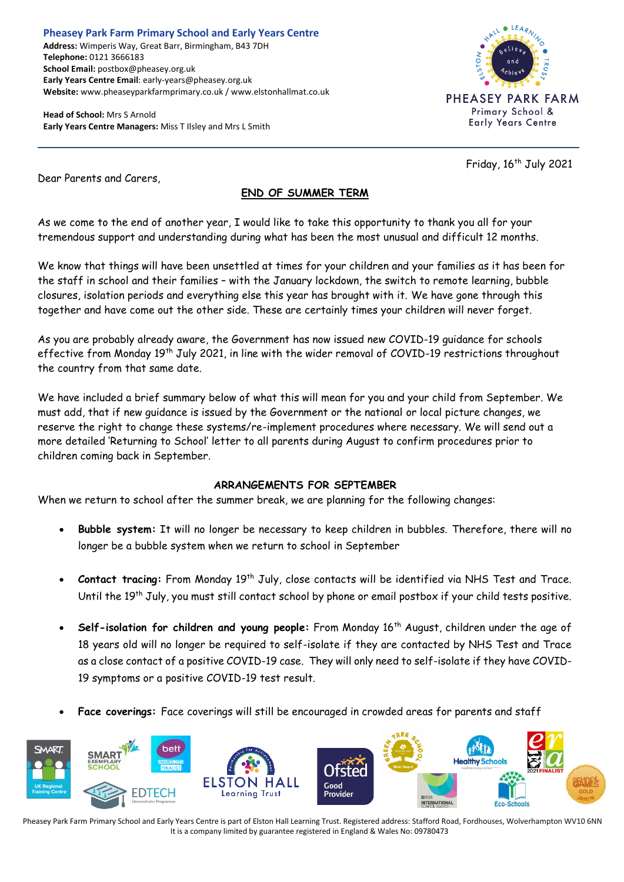**Pheasey Park Farm Primary School and Early Years Centre**
**Address:** Wimperis Way, Great Barr, Birmingham, B43 7DH
**Telephone:** 0121 3666183
**School Email:** postbox@pheasey.org.uk
**Early Years Centre Email**: early-years@pheasey.org.uk
**Website:** www.pheaseyparkfarmprimary.co.uk / www.elstonhallmat.co.uk

**Head of School:** Mrs S Arnold
**Early Years Centre Managers:** Miss T Ilsley and Mrs L Smith

Friday, 16th July 2021

Dear Parents and Carers,

## END OF SUMMER TERM

As we come to the end of another year, I would like to take this opportunity to thank you all for your tremendous support and understanding during what has been the most unusual and difficult 12 months.

We know that things will have been unsettled at times for your children and your families as it has been for the staff in school and their families – with the January lockdown, the switch to remote learning, bubble closures, isolation periods and everything else this year has brought with it. We have gone through this together and have come out the other side. These are certainly times your children will never forget.

As you are probably already aware, the Government has now issued new COVID-19 guidance for schools effective from Monday 19th July 2021, in line with the wider removal of COVID-19 restrictions throughout the country from that same date.

We have included a brief summary below of what this will mean for you and your child from September. We must add, that if new guidance is issued by the Government or the national or local picture changes, we reserve the right to change these systems/re-implement procedures where necessary. We will send out a more detailed 'Returning to School' letter to all parents during August to confirm procedures prior to children coming back in September.

## ARRANGEMENTS FOR SEPTEMBER

When we return to school after the summer break, we are planning for the following changes:

- **Bubble system:** It will no longer be necessary to keep children in bubbles. Therefore, there will no longer be a bubble system when we return to school in September
- **Contact tracing:** From Monday 19th July, close contacts will be identified via NHS Test and Trace. Until the 19th July, you must still contact school by phone or email postbox if your child tests positive.
- **Self-isolation for children and young people:** From Monday 16th August, children under the age of 18 years old will no longer be required to self-isolate if they are contacted by NHS Test and Trace as a close contact of a positive COVID-19 case. They will only need to self-isolate if they have COVID-19 symptoms or a positive COVID-19 test result.
- **Face coverings:** Face coverings will still be encouraged in crowded areas for parents and staff

Pheasey Park Farm Primary School and Early Years Centre is part of Elston Hall Learning Trust. Registered address: Stafford Road, Fordhouses, Wolverhampton WV10 6NN
It is a company limited by guarantee registered in England & Wales No: 09780473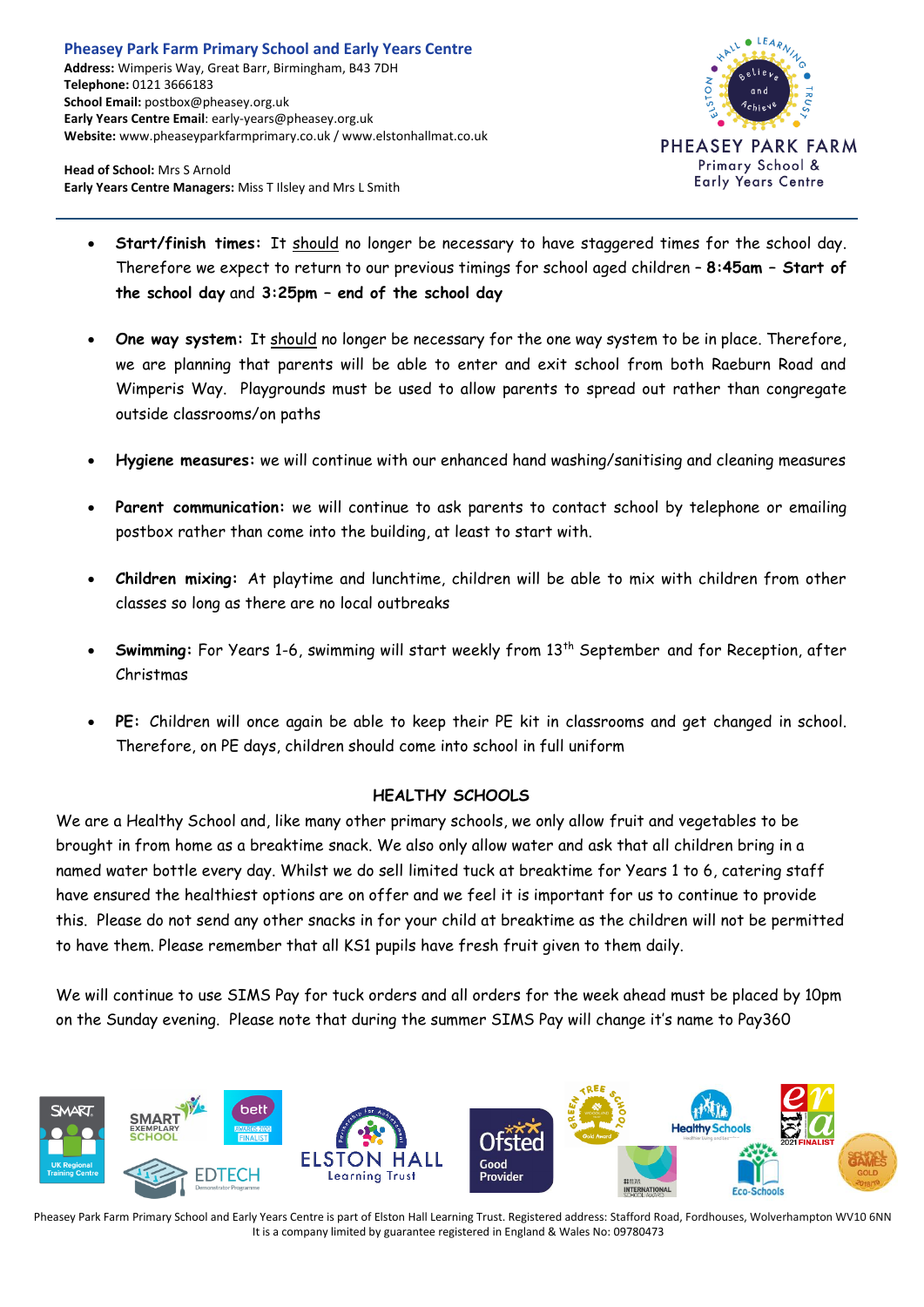**Pheasey Park Farm Primary School and Early Years Centre**
**Address:** Wimperis Way, Great Barr, Birmingham, B43 7DH
**Telephone:** 0121 3666183
**School Email:** postbox@pheasey.org.uk
**Early Years Centre Email**: early-years@pheasey.org.uk
**Website:** www.pheaseyparkfarmprimary.co.uk / www.elstonhallmat.co.uk

**Head of School:** Mrs S Arnold
**Early Years Centre Managers:** Miss T Ilsley and Mrs L Smith

- **Start/finish times:** It should no longer be necessary to have staggered times for the school day. Therefore we expect to return to our previous timings for school aged children – **8:45am – Start of the school day** and **3:25pm – end of the school day**
- **One way system:** It should no longer be necessary for the one way system to be in place. Therefore, we are planning that parents will be able to enter and exit school from both Raeburn Road and Wimperis Way. Playgrounds must be used to allow parents to spread out rather than congregate outside classrooms/on paths
- **Hygiene measures:** we will continue with our enhanced hand washing/sanitising and cleaning measures
- **Parent communication:** we will continue to ask parents to contact school by telephone or emailing postbox rather than come into the building, at least to start with.
- **Children mixing:** At playtime and lunchtime, children will be able to mix with children from other classes so long as there are no local outbreaks
- **Swimming:** For Years 1-6, swimming will start weekly from 13th September and for Reception, after Christmas
- **PE:** Children will once again be able to keep their PE kit in classrooms and get changed in school. Therefore, on PE days, children should come into school in full uniform

## HEALTHY SCHOOLS

We are a Healthy School and, like many other primary schools, we only allow fruit and vegetables to be brought in from home as a breaktime snack. We also only allow water and ask that all children bring in a named water bottle every day. Whilst we do sell limited tuck at breaktime for Years 1 to 6, catering staff have ensured the healthiest options are on offer and we feel it is important for us to continue to provide this. Please do not send any other snacks in for your child at breaktime as the children will not be permitted to have them. Please remember that all KS1 pupils have fresh fruit given to them daily.

We will continue to use SIMS Pay for tuck orders and all orders for the week ahead must be placed by 10pm on the Sunday evening. Please note that during the summer SIMS Pay will change it's name to Pay360

Pheasey Park Farm Primary School and Early Years Centre is part of Elston Hall Learning Trust. Registered address: Stafford Road, Fordhouses, Wolverhampton WV10 6NN
It is a company limited by guarantee registered in England & Wales No: 09780473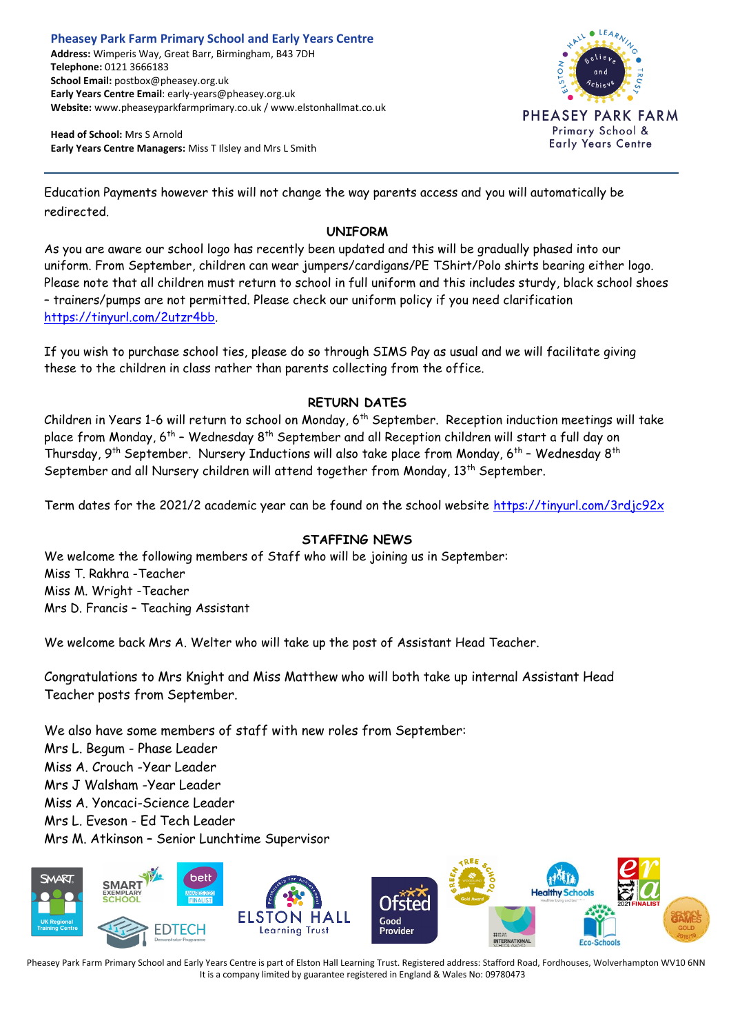Education Payments however this will not change the way parents access and you will automatically be redirected.

## UNIFORM

As you are aware our school logo has recently been updated and this will be gradually phased into our uniform. From September, children can wear jumpers/cardigans/PE TShirt/Polo shirts bearing either logo. Please note that all children must return to school in full uniform and this includes sturdy, black school shoes – trainers/pumps are not permitted. Please check our uniform policy if you need clarification https://tinyurl.com/2utzr4bb.

If you wish to purchase school ties, please do so through SIMS Pay as usual and we will facilitate giving these to the children in class rather than parents collecting from the office.

## RETURN DATES

Children in Years 1-6 will return to school on Monday, 6th September. Reception induction meetings will take place from Monday, 6th – Wednesday 8th September and all Reception children will start a full day on Thursday, 9th September. Nursery Inductions will also take place from Monday, 6th – Wednesday 8th September and all Nursery children will attend together from Monday, 13th September.

Term dates for the 2021/2 academic year can be found on the school website https://tinyurl.com/3rdjc92x

## STAFFING NEWS

We welcome the following members of Staff who will be joining us in September:
Miss T. Rakhra -Teacher
Miss M. Wright -Teacher
Mrs D. Francis – Teaching Assistant

We welcome back Mrs A. Welter who will take up the post of Assistant Head Teacher.

Congratulations to Mrs Knight and Miss Matthew who will both take up internal Assistant Head Teacher posts from September.

We also have some members of staff with new roles from September:
Mrs L. Begum - Phase Leader
Miss A. Crouch -Year Leader
Mrs J Walsham -Year Leader
Miss A. Yoncaci-Science Leader
Mrs L. Eveson - Ed Tech Leader
Mrs M. Atkinson – Senior Lunchtime Supervisor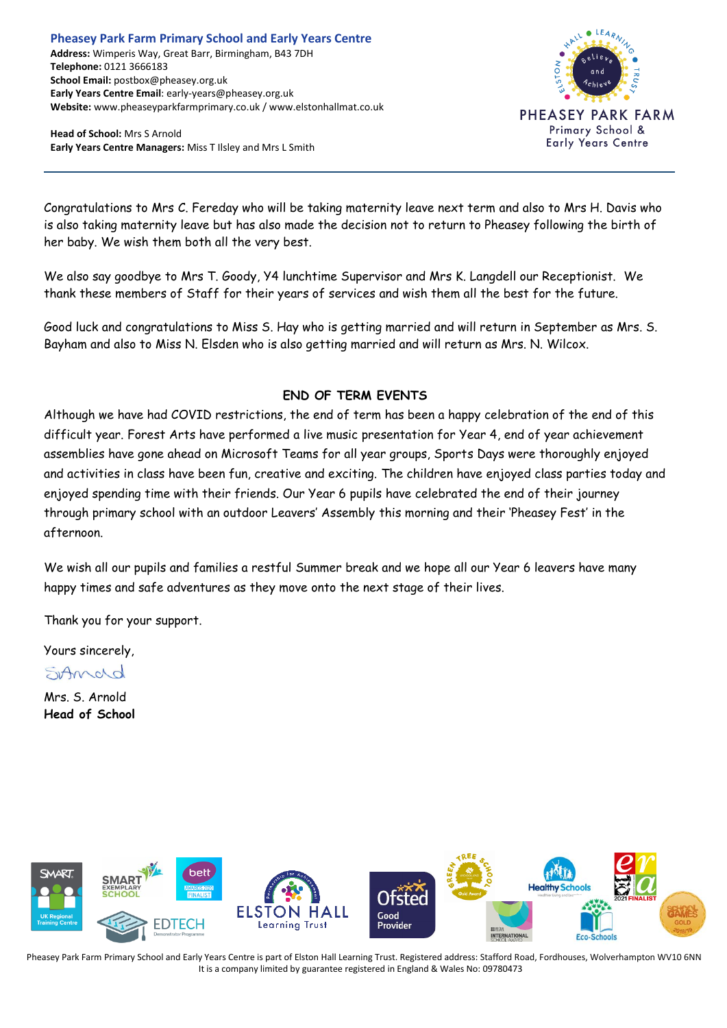**Pheasey Park Farm Primary School and Early Years Centre**
**Address:** Wimperis Way, Great Barr, Birmingham, B43 7DH
**Telephone:** 0121 3666183
**School Email:** postbox@pheasey.org.uk
**Early Years Centre Email**: early-years@pheasey.org.uk
**Website:** www.pheaseyparkfarmprimary.co.uk / www.elstonhallmat.co.uk

**Head of School:** Mrs S Arnold
**Early Years Centre Managers:** Miss T Ilsley and Mrs L Smith

PHEASEY PARK FARM
Primary School & Early Years Centre

---

Congratulations to Mrs C. Fereday who will be taking maternity leave next term and also to Mrs H. Davis who is also taking maternity leave but has also made the decision not to return to Pheasey following the birth of her baby. We wish them both all the very best.

We also say goodbye to Mrs T. Goody, Y4 lunchtime Supervisor and Mrs K. Langdell our Receptionist. We thank these members of Staff for their years of services and wish them all the best for the future.

Good luck and congratulations to Miss S. Hay who is getting married and will return in September as Mrs. S. Bayham and also to Miss N. Elsden who is also getting married and will return as Mrs. N. Wilcox.

## END OF TERM EVENTS

Although we have had COVID restrictions, the end of term has been a happy celebration of the end of this difficult year. Forest Arts have performed a live music presentation for Year 4, end of year achievement assemblies have gone ahead on Microsoft Teams for all year groups, Sports Days were thoroughly enjoyed and activities in class have been fun, creative and exciting. The children have enjoyed class parties today and enjoyed spending time with their friends. Our Year 6 pupils have celebrated the end of their journey through primary school with an outdoor Leavers' Assembly this morning and their 'Pheasey Fest' in the afternoon.

We wish all our pupils and families a restful Summer break and we hope all our Year 6 leavers have many happy times and safe adventures as they move onto the next stage of their lives.

Thank you for your support.

Yours sincerely,

Mrs. S. Arnold
**Head of School**

Pheasey Park Farm Primary School and Early Years Centre is part of Elston Hall Learning Trust. Registered address: Stafford Road, Fordhouses, Wolverhampton WV10 6NN
It is a company limited by guarantee registered in England & Wales No: 09780473